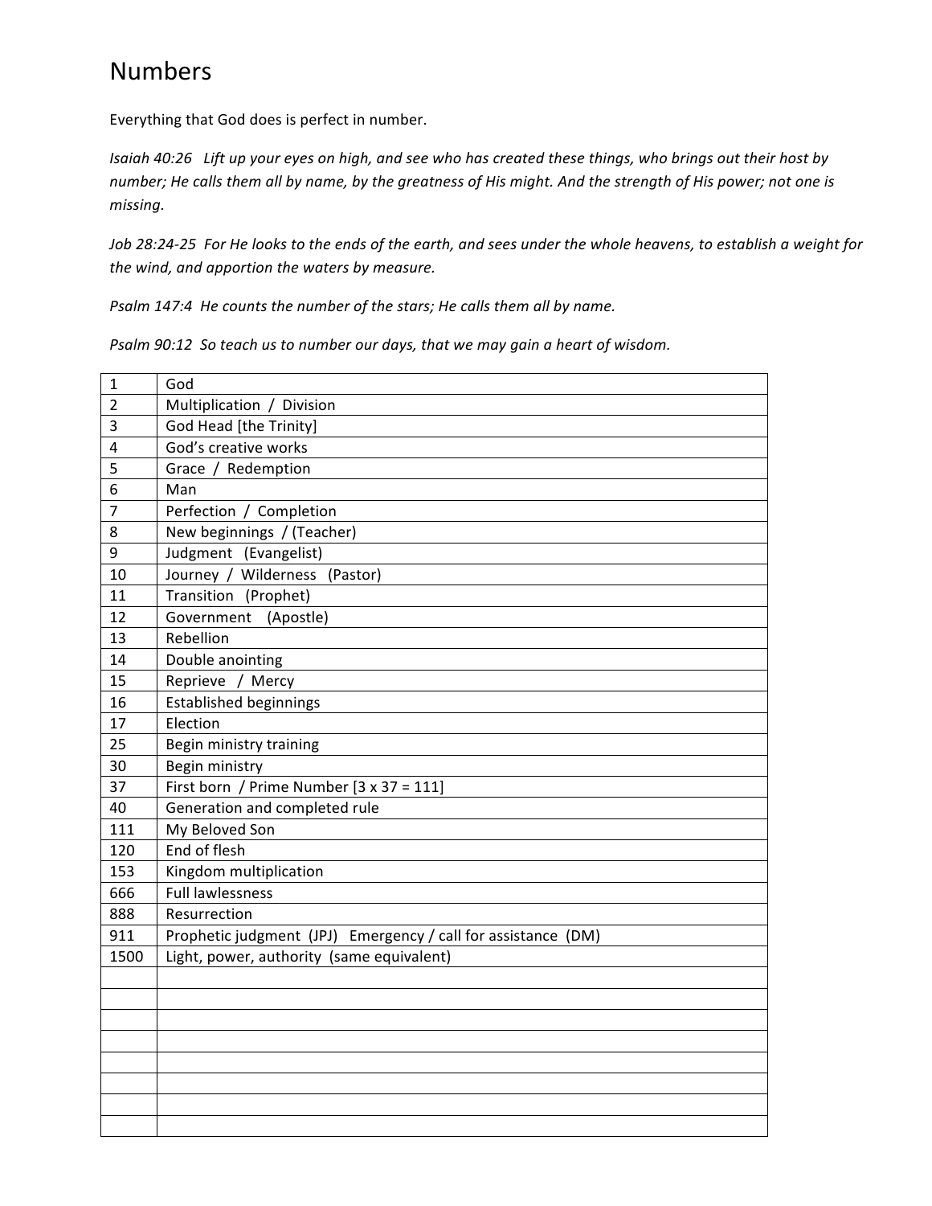# Numbers

Everything that God does is perfect in number.

*Isaiah 40:26 Lift up your eyes on high, and see who has created these things, who brings out their host by number; He calls them all by name, by the greatness of His might. And the strength of His power; not one is missing.*

*Job 28:24-25 For He looks to the ends of the earth, and sees under the whole heavens, to establish a weight for the wind, and apportion the waters by measure.*

*Psalm 147:4 He counts the number of the stars; He calls them all by name.*

*Psalm 90:12 So teach us to number our days, that we may gain a heart of wisdom.*

| | |
|---|---|
| 1 | God |
| 2 | Multiplication / Division |
| 3 | God Head [the Trinity] |
| 4 | God's creative works |
| 5 | Grace / Redemption |
| 6 | Man |
| 7 | Perfection / Completion |
| 8 | New beginnings / (Teacher) |
| 9 | Judgment (Evangelist) |
| 10 | Journey / Wilderness (Pastor) |
| 11 | Transition (Prophet) |
| 12 | Government (Apostle) |
| 13 | Rebellion |
| 14 | Double anointing |
| 15 | Reprieve / Mercy |
| 16 | Established beginnings |
| 17 | Election |
| 25 | Begin ministry training |
| 30 | Begin ministry |
| 37 | First born / Prime Number [3 x 37 = 111] |
| 40 | Generation and completed rule |
| 111 | My Beloved Son |
| 120 | End of flesh |
| 153 | Kingdom multiplication |
| 666 | Full lawlessness |
| 888 | Resurrection |
| 911 | Prophetic judgment (JPJ) Emergency / call for assistance (DM) |
| 1500 | Light, power, authority (same equivalent) |
| | |
| | |
| | |
| | |
| | |
| | |
| | |
| | |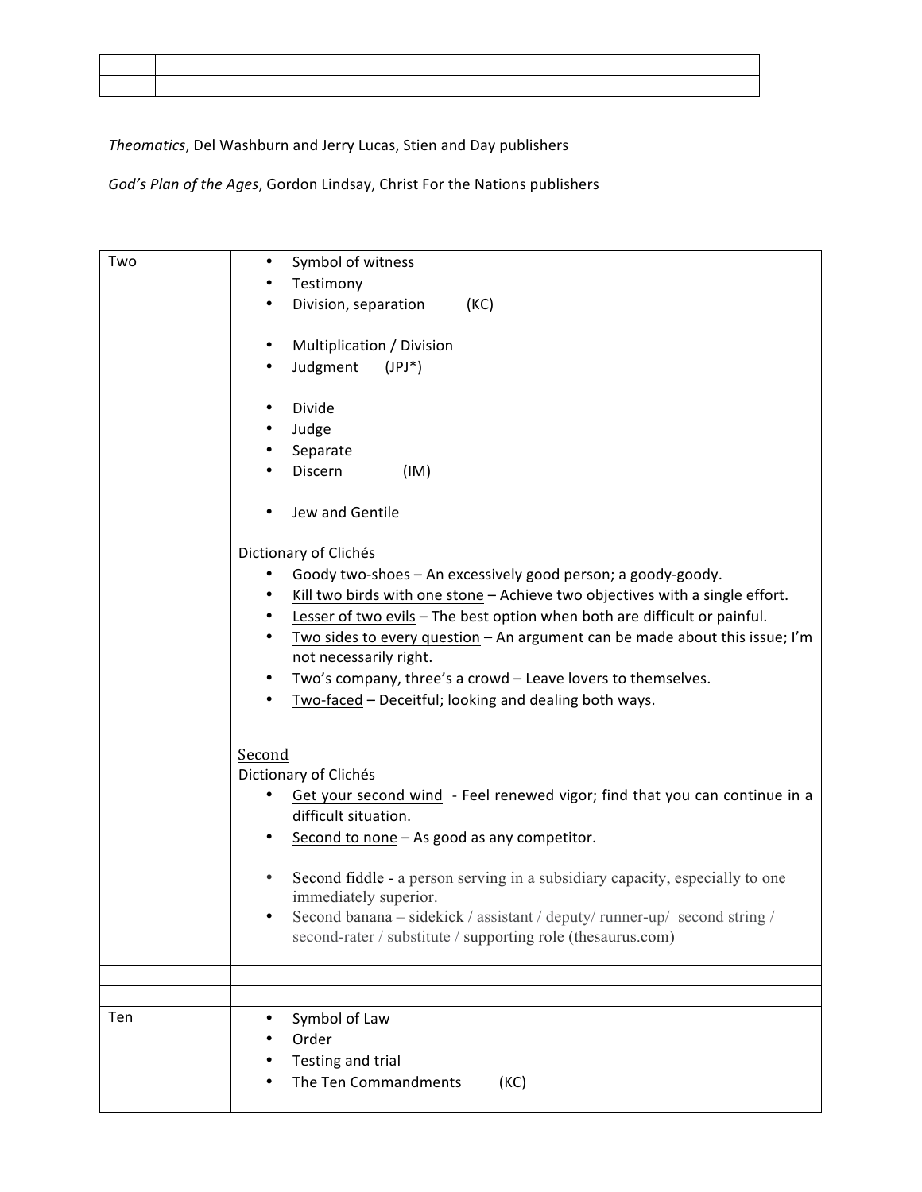| | |
|---|---|
| | |

*Theomatics*, Del Washburn and Jerry Lucas, Stien and Day publishers

*God's Plan of the Ages*, Gordon Lindsay, Christ For the Nations publishers

| | |
|---|---|
| Two | • Symbol of witness<br>• Testimony<br>• Division, separation (KC)<br><br>• Multiplication / Division<br>• Judgment (JPJ*)<br><br>• Divide<br>• Judge<br>• Separate<br>• Discern (IM)<br><br>• Jew and Gentile<br><br>Dictionary of Clichés<br>• <u>Goody two-shoes</u> – An excessively good person; a goody-goody.<br>• <u>Kill two birds with one stone</u> – Achieve two objectives with a single effort.<br>• <u>Lesser of two evils</u> – The best option when both are difficult or painful.<br>• <u>Two sides to every question</u> – An argument can be made about this issue; I'm not necessarily right.<br>• <u>Two's company, three's a crowd</u> – Leave lovers to themselves.<br>• <u>Two-faced</u> – Deceitful; looking and dealing both ways.<br><br><u>Second</u><br>Dictionary of Clichés<br>• <u>Get your second wind</u> - Feel renewed vigor; find that you can continue in a difficult situation.<br>• <u>Second to none</u> – As good as any competitor.<br><br>• Second fiddle - a person serving in a subsidiary capacity, especially to one immediately superior.<br>• Second banana – sidekick / assistant / deputy/ runner-up/ second string / second-rater / substitute / supporting role (thesaurus.com) |
| | |
| | |
| Ten | • Symbol of Law<br>• Order<br>• Testing and trial<br>• The Ten Commandments (KC) |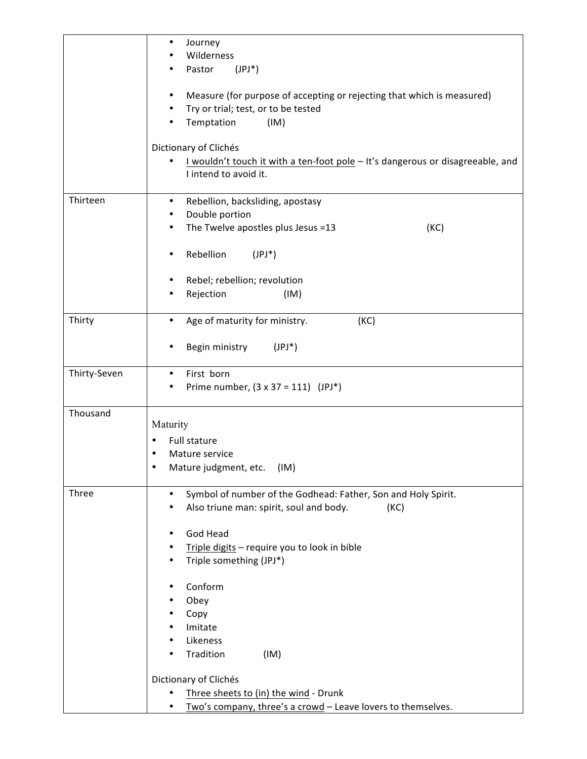| | |
|---|---|
| | • Journey<br>• Wilderness<br>• Pastor (JPJ*)<br><br>• Measure (for purpose of accepting or rejecting that which is measured)<br>• Try or trial; test, or to be tested<br>• Temptation (IM)<br><br>Dictionary of Clichés<br>• <u>I wouldn't touch it with a ten-foot pole</u> – It's dangerous or disagreeable, and I intend to avoid it. |
| Thirteen | • Rebellion, backsliding, apostasy<br>• Double portion<br>• The Twelve apostles plus Jesus =13 (KC)<br><br>• Rebellion (JPJ*)<br><br>• Rebel; rebellion; revolution<br>• Rejection (IM) |
| Thirty | • Age of maturity for ministry. (KC)<br><br>• Begin ministry (JPJ*) |
| Thirty-Seven | • First born<br>• Prime number, (3 x 37 = 111) (JPJ*) |
| Thousand | Maturity<br>• Full stature<br>• Mature service<br>• Mature judgment, etc. (IM) |
| Three | • Symbol of number of the Godhead: Father, Son and Holy Spirit.<br>• Also triune man: spirit, soul and body. (KC)<br><br>• God Head<br>• <u>Triple digits</u> – require you to look in bible<br>• Triple something (JPJ*)<br><br>• Conform<br>• Obey<br>• Copy<br>• Imitate<br>• Likeness<br>• Tradition (IM)<br><br>Dictionary of Clichés<br>• <u>Three sheets to (in) the wind</u> - Drunk<br>• <u>Two's company, three's a crowd</u> – Leave lovers to themselves. |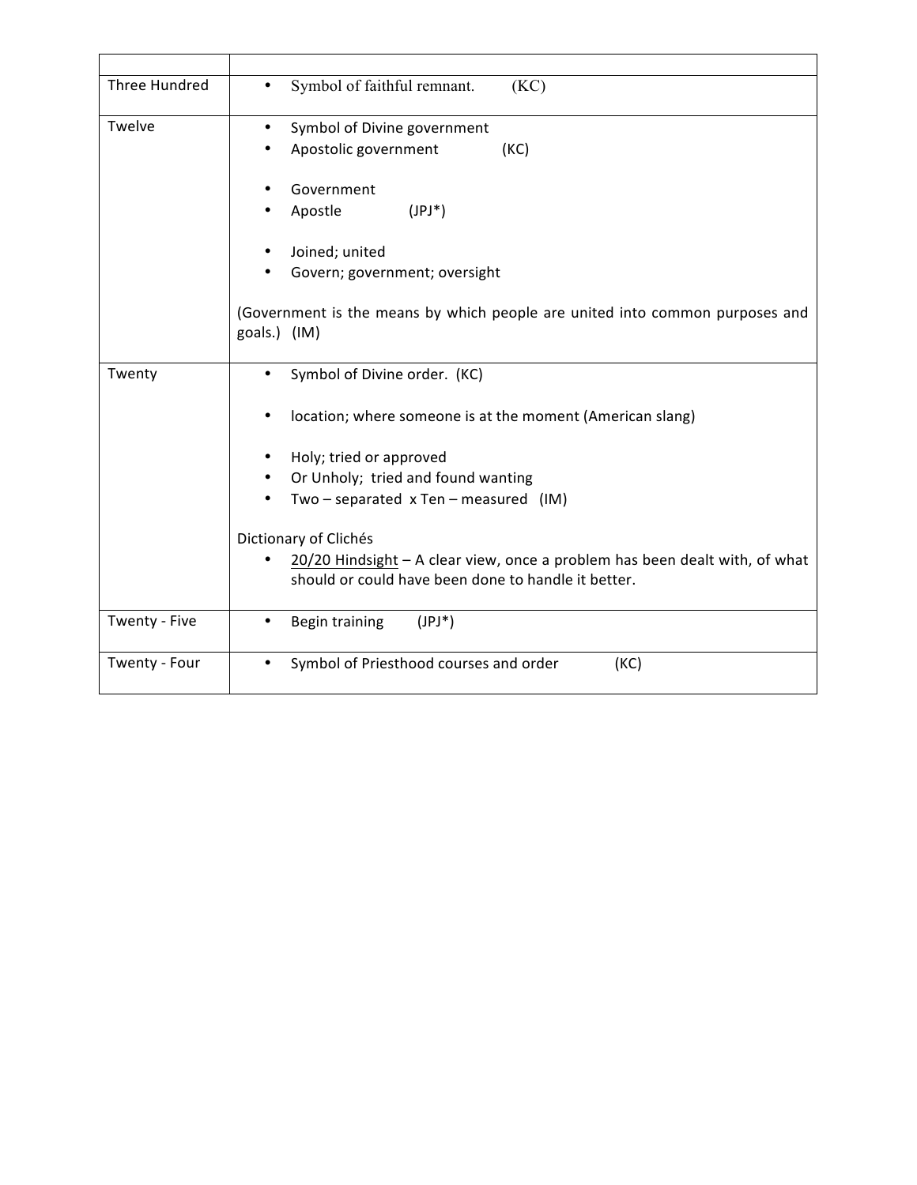| | |
|---|---|
| Three Hundred | • Symbol of faithful remnant. (KC) |
| Twelve | • Symbol of Divine government<br>• Apostolic government (KC)<br><br>• Government<br>• Apostle (JPJ*)<br><br>• Joined; united<br>• Govern; government; oversight<br><br>(Government is the means by which people are united into common purposes and goals.) (IM) |
| Twenty | • Symbol of Divine order. (KC)<br><br>• location; where someone is at the moment (American slang)<br><br>• Holy; tried or approved<br>• Or Unholy; tried and found wanting<br>• Two – separated x Ten – measured (IM)<br><br>Dictionary of Clichés<br>• 20/20 Hindsight – A clear view, once a problem has been dealt with, of what should or could have been done to handle it better. |
| Twenty - Five | • Begin training (JPJ*) |
| Twenty - Four | • Symbol of Priesthood courses and order (KC) |